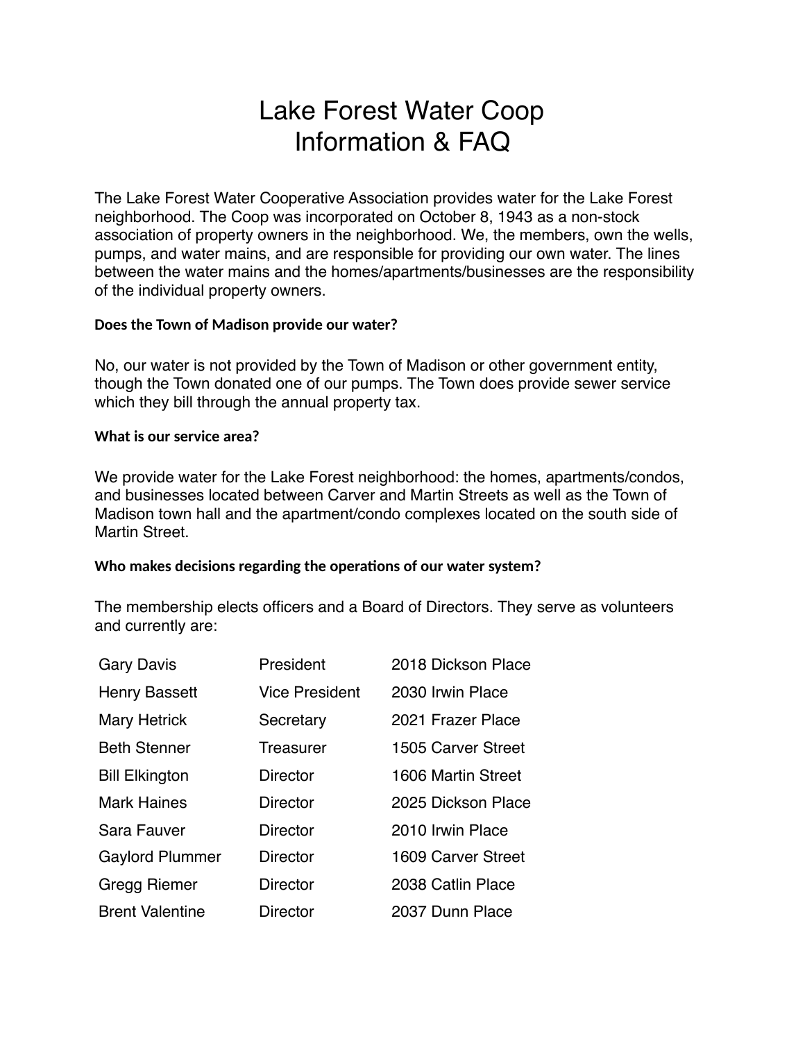# Lake Forest Water Coop
# Information & FAQ

The Lake Forest Water Cooperative Association provides water for the Lake Forest neighborhood. The Coop was incorporated on October 8, 1943 as a non-stock association of property owners in the neighborhood. We, the members, own the wells, pumps, and water mains, and are responsible for providing our own water. The lines between the water mains and the homes/apartments/businesses are the responsibility of the individual property owners.

**Does the Town of Madison provide our water?**

No, our water is not provided by the Town of Madison or other government entity, though the Town donated one of our pumps. The Town does provide sewer service which they bill through the annual property tax.

**What is our service area?**

We provide water for the Lake Forest neighborhood: the homes, apartments/condos, and businesses located between Carver and Martin Streets as well as the Town of Madison town hall and the apartment/condo complexes located on the south side of Martin Street.

**Who makes decisions regarding the operations of our water system?**

The membership elects officers and a Board of Directors. They serve as volunteers and currently are:

| | | |
|---|---|---|
| Gary Davis | President | 2018 Dickson Place |
| Henry Bassett | Vice President | 2030 Irwin Place |
| Mary Hetrick | Secretary | 2021 Frazer Place |
| Beth Stenner | Treasurer | 1505 Carver Street |
| Bill Elkington | Director | 1606 Martin Street |
| Mark Haines | Director | 2025 Dickson Place |
| Sara Fauver | Director | 2010 Irwin Place |
| Gaylord Plummer | Director | 1609 Carver Street |
| Gregg Riemer | Director | 2038 Catlin Place |
| Brent Valentine | Director | 2037 Dunn Place |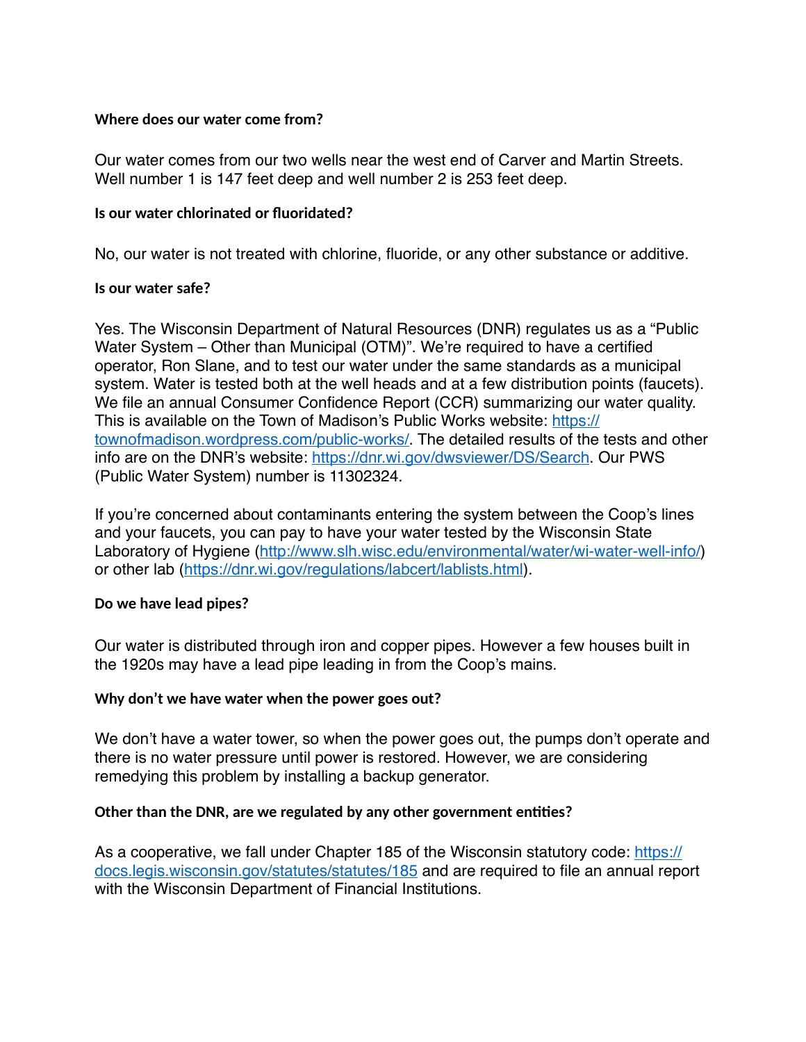### Where does our water come from?

Our water comes from our two wells near the west end of Carver and Martin Streets. Well number 1 is 147 feet deep and well number 2 is 253 feet deep.

### Is our water chlorinated or fluoridated?

No, our water is not treated with chlorine, fluoride, or any other substance or additive.

### Is our water safe?

Yes. The Wisconsin Department of Natural Resources (DNR) regulates us as a "Public Water System – Other than Municipal (OTM)". We're required to have a certified operator, Ron Slane, and to test our water under the same standards as a municipal system. Water is tested both at the well heads and at a few distribution points (faucets). We file an annual Consumer Confidence Report (CCR) summarizing our water quality. This is available on the Town of Madison's Public Works website: [https://townofmadison.wordpress.com/public-works/](https://townofmadison.wordpress.com/public-works/). The detailed results of the tests and other info are on the DNR's website: [https://dnr.wi.gov/dwsviewer/DS/Search](https://dnr.wi.gov/dwsviewer/DS/Search). Our PWS (Public Water System) number is 11302324.

If you're concerned about contaminants entering the system between the Coop's lines and your faucets, you can pay to have your water tested by the Wisconsin State Laboratory of Hygiene ([http://www.slh.wisc.edu/environmental/water/wi-water-well-info/](http://www.slh.wisc.edu/environmental/water/wi-water-well-info/)) or other lab ([https://dnr.wi.gov/regulations/labcert/lablists.html](https://dnr.wi.gov/regulations/labcert/lablists.html)).

### Do we have lead pipes?

Our water is distributed through iron and copper pipes. However a few houses built in the 1920s may have a lead pipe leading in from the Coop's mains.

### Why don't we have water when the power goes out?

We don't have a water tower, so when the power goes out, the pumps don't operate and there is no water pressure until power is restored. However, we are considering remedying this problem by installing a backup generator.

### Other than the DNR, are we regulated by any other government entities?

As a cooperative, we fall under Chapter 185 of the Wisconsin statutory code: [https://docs.legis.wisconsin.gov/statutes/statutes/185](https://docs.legis.wisconsin.gov/statutes/statutes/185) and are required to file an annual report with the Wisconsin Department of Financial Institutions.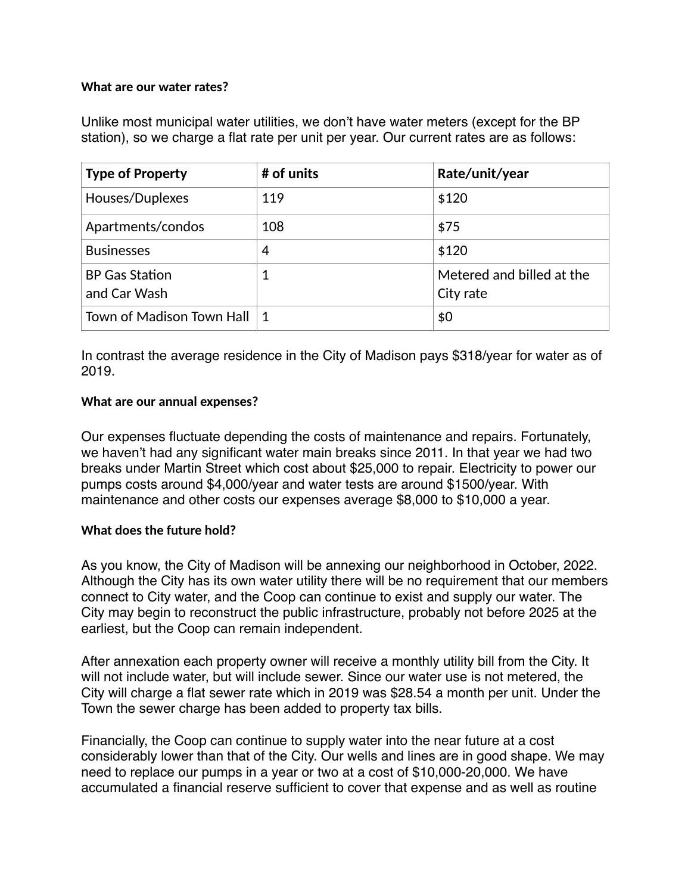**What are our water rates?**

Unlike most municipal water utilities, we don't have water meters (except for the BP station), so we charge a flat rate per unit per year. Our current rates are as follows:

| Type of Property | # of units | Rate/unit/year |
| --- | --- | --- |
| Houses/Duplexes | 119 | $120 |
| Apartments/condos | 108 | $75 |
| Businesses | 4 | $120 |
| BP Gas Station and Car Wash | 1 | Metered and billed at the City rate |
| Town of Madison Town Hall | 1 | $0 |

In contrast the average residence in the City of Madison pays $318/year for water as of 2019.

**What are our annual expenses?**

Our expenses fluctuate depending the costs of maintenance and repairs. Fortunately, we haven't had any significant water main breaks since 2011. In that year we had two breaks under Martin Street which cost about $25,000 to repair. Electricity to power our pumps costs around $4,000/year and water tests are around $1500/year. With maintenance and other costs our expenses average $8,000 to $10,000 a year.

**What does the future hold?**

As you know, the City of Madison will be annexing our neighborhood in October, 2022. Although the City has its own water utility there will be no requirement that our members connect to City water, and the Coop can continue to exist and supply our water. The City may begin to reconstruct the public infrastructure, probably not before 2025 at the earliest, but the Coop can remain independent.

After annexation each property owner will receive a monthly utility bill from the City. It will not include water, but will include sewer. Since our water use is not metered, the City will charge a flat sewer rate which in 2019 was $28.54 a month per unit. Under the Town the sewer charge has been added to property tax bills.

Financially, the Coop can continue to supply water into the near future at a cost considerably lower than that of the City. Our wells and lines are in good shape. We may need to replace our pumps in a year or two at a cost of $10,000-20,000. We have accumulated a financial reserve sufficient to cover that expense and as well as routine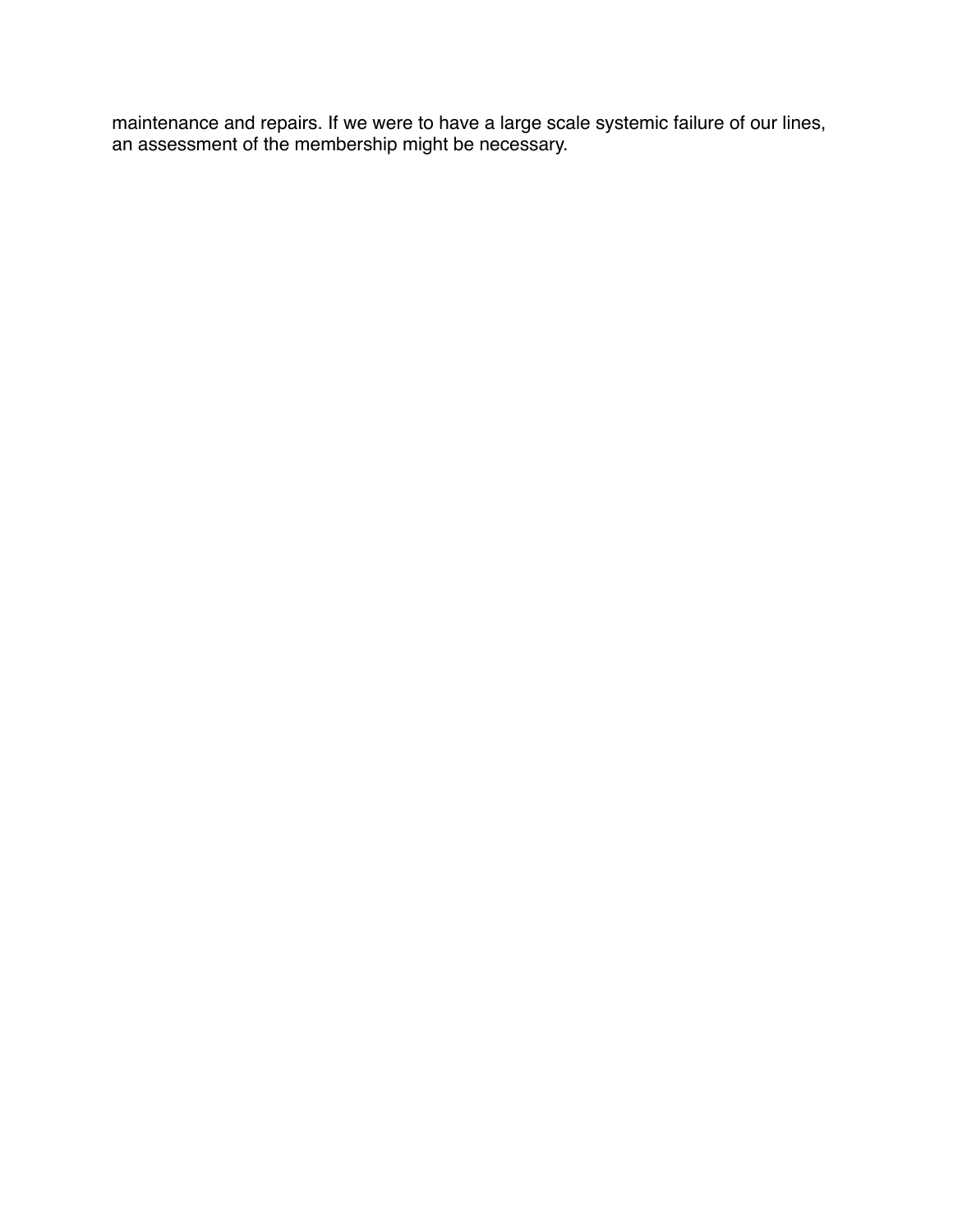maintenance and repairs. If we were to have a large scale systemic failure of our lines, an assessment of the membership might be necessary.